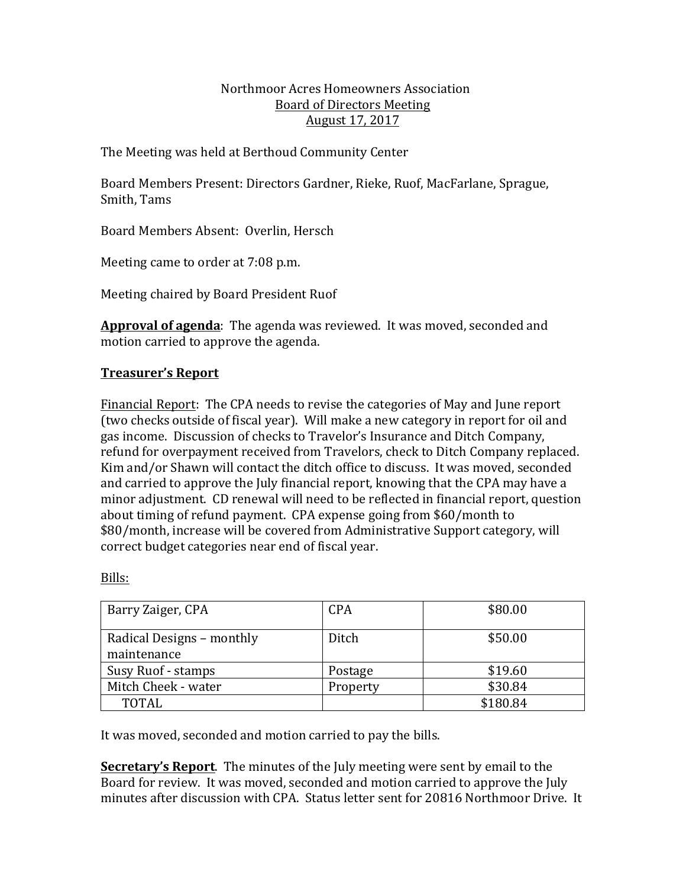Northmoor Acres Homeowners Association
Board of Directors Meeting
August 17, 2017

The Meeting was held at Berthoud Community Center

Board Members Present: Directors Gardner, Rieke, Ruof, MacFarlane, Sprague, Smith, Tams

Board Members Absent: Overlin, Hersch

Meeting came to order at 7:08 p.m.

Meeting chaired by Board President Ruof

**Approval of agenda**: The agenda was reviewed. It was moved, seconded and motion carried to approve the agenda.

## Treasurer's Report

Financial Report: The CPA needs to revise the categories of May and June report (two checks outside of fiscal year). Will make a new category in report for oil and gas income. Discussion of checks to Travelor's Insurance and Ditch Company, refund for overpayment received from Travelors, check to Ditch Company replaced. Kim and/or Shawn will contact the ditch office to discuss. It was moved, seconded and carried to approve the July financial report, knowing that the CPA may have a minor adjustment. CD renewal will need to be reflected in financial report, question about timing of refund payment. CPA expense going from $60/month to $80/month, increase will be covered from Administrative Support category, will correct budget categories near end of fiscal year.

Bills:

| | | |
|---|---|---|
| Barry Zaiger, CPA | CPA | $80.00 |
| Radical Designs – monthly maintenance | Ditch | $50.00 |
| Susy Ruof - stamps | Postage | $19.60 |
| Mitch Cheek - water | Property | $30.84 |
| TOTAL | | $180.84 |

It was moved, seconded and motion carried to pay the bills.

**Secretary's Report**. The minutes of the July meeting were sent by email to the Board for review. It was moved, seconded and motion carried to approve the July minutes after discussion with CPA. Status letter sent for 20816 Northmoor Drive. It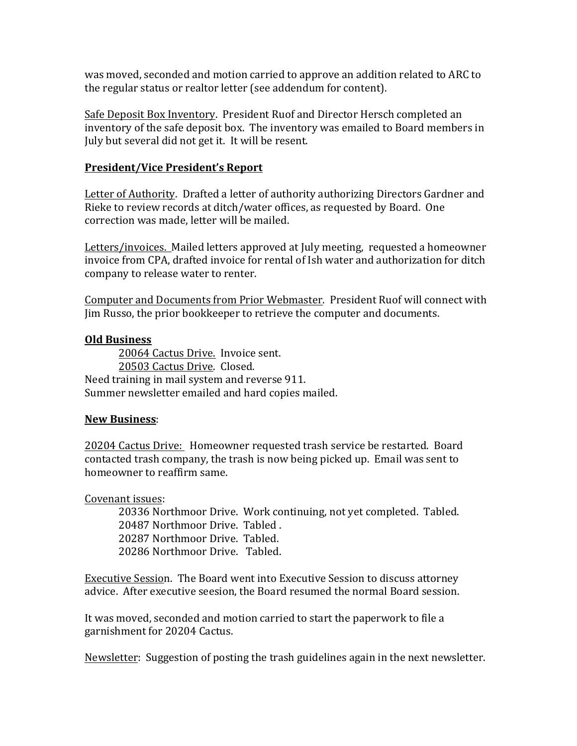was moved, seconded and motion carried to approve an addition related to ARC to the regular status or realtor letter (see addendum for content).

Safe Deposit Box Inventory. President Ruof and Director Hersch completed an inventory of the safe deposit box. The inventory was emailed to Board members in July but several did not get it. It will be resent.

**President/Vice President's Report**

Letter of Authority. Drafted a letter of authority authorizing Directors Gardner and Rieke to review records at ditch/water offices, as requested by Board. One correction was made, letter will be mailed.

Letters/invoices. Mailed letters approved at July meeting, requested a homeowner invoice from CPA, drafted invoice for rental of Ish water and authorization for ditch company to release water to renter.

Computer and Documents from Prior Webmaster. President Ruof will connect with Jim Russo, the prior bookkeeper to retrieve the computer and documents.

**Old Business**

20064 Cactus Drive. Invoice sent.
20503 Cactus Drive. Closed.

Need training in mail system and reverse 911.
Summer newsletter emailed and hard copies mailed.

**New Business**:

20204 Cactus Drive: Homeowner requested trash service be restarted. Board contacted trash company, the trash is now being picked up. Email was sent to homeowner to reaffirm same.

Covenant issues:

20336 Northmoor Drive. Work continuing, not yet completed. Tabled.
20487 Northmoor Drive. Tabled .
20287 Northmoor Drive. Tabled.
20286 Northmoor Drive. Tabled.

Executive Session. The Board went into Executive Session to discuss attorney advice. After executive seesion, the Board resumed the normal Board session.

It was moved, seconded and motion carried to start the paperwork to file a garnishment for 20204 Cactus.

Newsletter: Suggestion of posting the trash guidelines again in the next newsletter.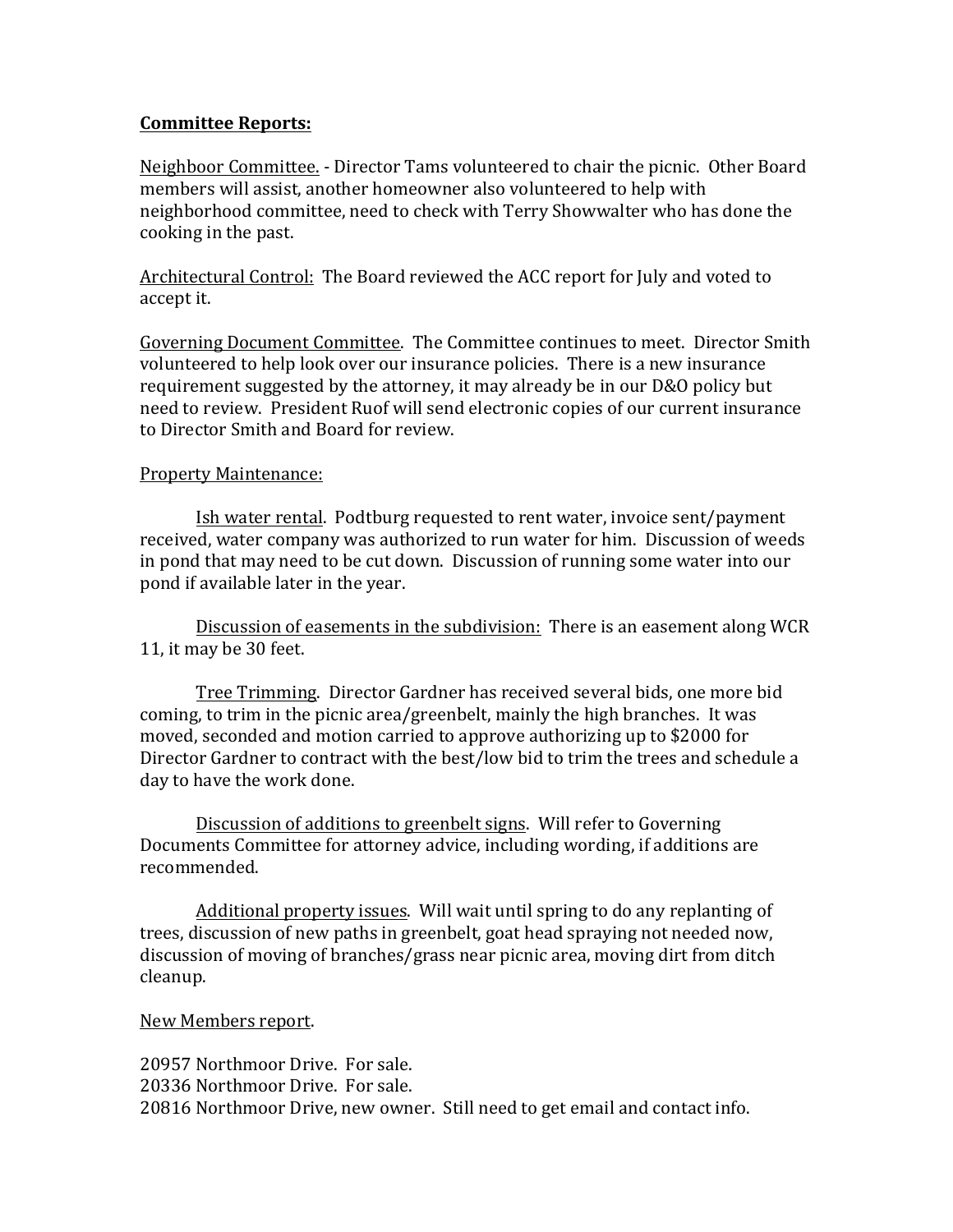**Committee Reports:**

Neighboor Committee. - Director Tams volunteered to chair the picnic. Other Board members will assist, another homeowner also volunteered to help with neighborhood committee, need to check with Terry Showwalter who has done the cooking in the past.

Architectural Control: The Board reviewed the ACC report for July and voted to accept it.

Governing Document Committee. The Committee continues to meet. Director Smith volunteered to help look over our insurance policies. There is a new insurance requirement suggested by the attorney, it may already be in our D&O policy but need to review. President Ruof will send electronic copies of our current insurance to Director Smith and Board for review.

Property Maintenance:

Ish water rental. Podtburg requested to rent water, invoice sent/payment received, water company was authorized to run water for him. Discussion of weeds in pond that may need to be cut down. Discussion of running some water into our pond if available later in the year.

Discussion of easements in the subdivision: There is an easement along WCR 11, it may be 30 feet.

Tree Trimming. Director Gardner has received several bids, one more bid coming, to trim in the picnic area/greenbelt, mainly the high branches. It was moved, seconded and motion carried to approve authorizing up to $2000 for Director Gardner to contract with the best/low bid to trim the trees and schedule a day to have the work done.

Discussion of additions to greenbelt signs. Will refer to Governing Documents Committee for attorney advice, including wording, if additions are recommended.

Additional property issues. Will wait until spring to do any replanting of trees, discussion of new paths in greenbelt, goat head spraying not needed now, discussion of moving of branches/grass near picnic area, moving dirt from ditch cleanup.

New Members report.

20957 Northmoor Drive. For sale.
20336 Northmoor Drive. For sale.
20816 Northmoor Drive, new owner. Still need to get email and contact info.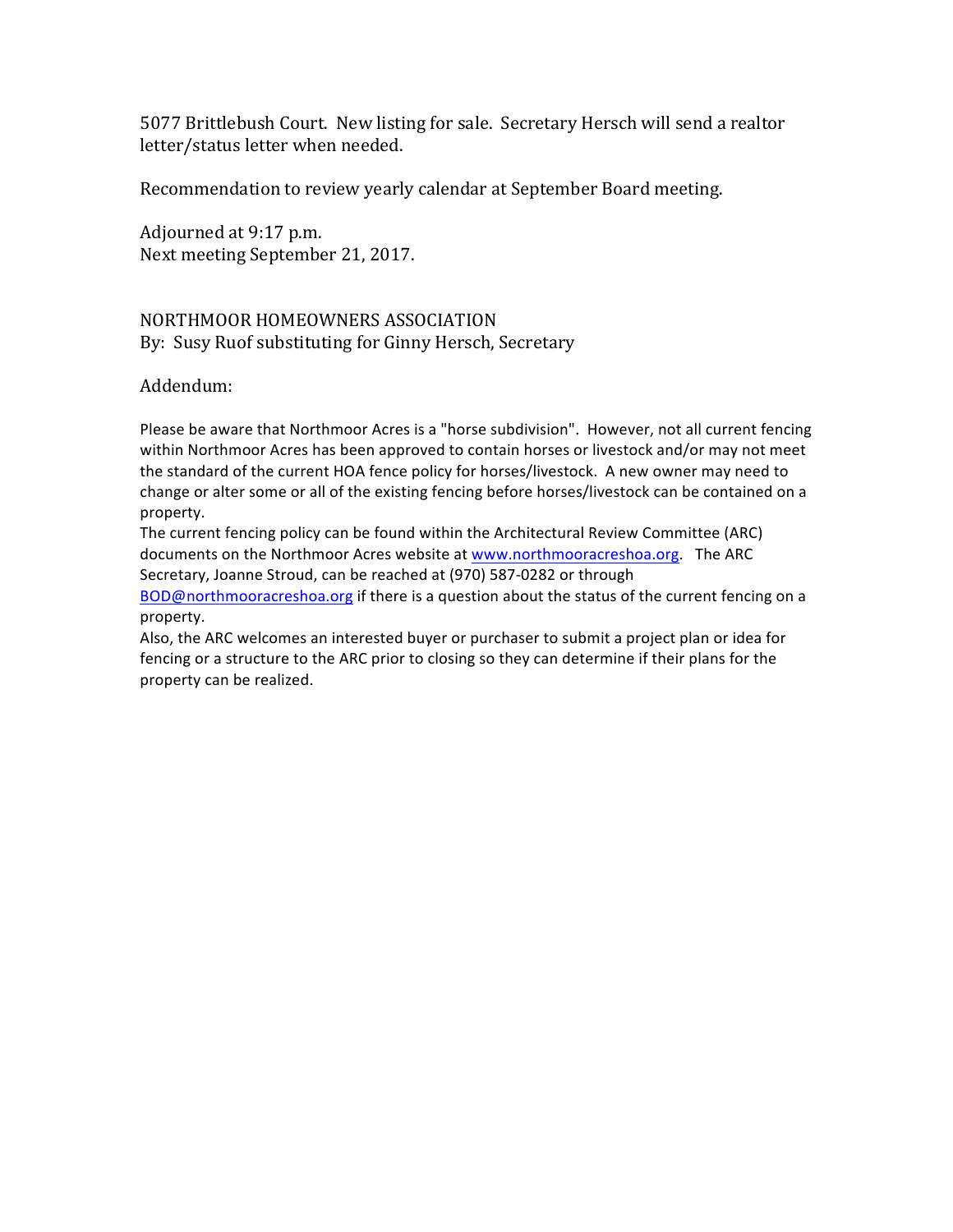5077 Brittlebush Court. New listing for sale. Secretary Hersch will send a realtor letter/status letter when needed.

Recommendation to review yearly calendar at September Board meeting.

Adjourned at 9:17 p.m.
Next meeting September 21, 2017.

NORTHMOOR HOMEOWNERS ASSOCIATION
By: Susy Ruof substituting for Ginny Hersch, Secretary

Addendum:

Please be aware that Northmoor Acres is a "horse subdivision". However, not all current fencing within Northmoor Acres has been approved to contain horses or livestock and/or may not meet the standard of the current HOA fence policy for horses/livestock. A new owner may need to change or alter some or all of the existing fencing before horses/livestock can be contained on a property.
The current fencing policy can be found within the Architectural Review Committee (ARC) documents on the Northmoor Acres website at www.northmooracreshoa.org. The ARC Secretary, Joanne Stroud, can be reached at (970) 587-0282 or through BOD@northmooracreshoa.org if there is a question about the status of the current fencing on a property.
Also, the ARC welcomes an interested buyer or purchaser to submit a project plan or idea for fencing or a structure to the ARC prior to closing so they can determine if their plans for the property can be realized.